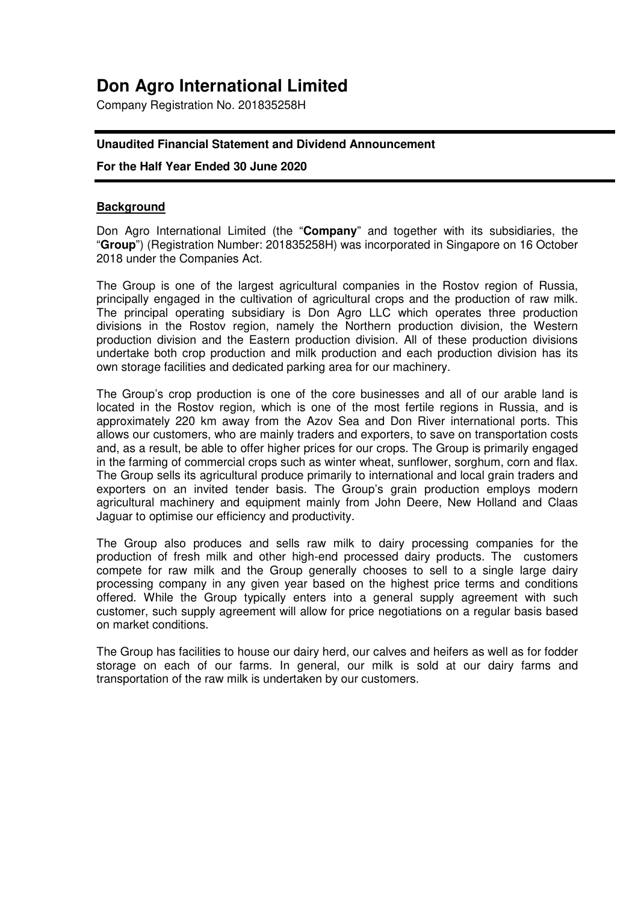# Don Agro International Limited

Company Registration No. 201835258H

**Unaudited Financial Statement and Dividend Announcement**

**For the Half Year Ended 30 June 2020**

## Background

Don Agro International Limited (the "**Company**" and together with its subsidiaries, the "**Group**") (Registration Number: 201835258H) was incorporated in Singapore on 16 October 2018 under the Companies Act.

The Group is one of the largest agricultural companies in the Rostov region of Russia, principally engaged in the cultivation of agricultural crops and the production of raw milk. The principal operating subsidiary is Don Agro LLC which operates three production divisions in the Rostov region, namely the Northern production division, the Western production division and the Eastern production division. All of these production divisions undertake both crop production and milk production and each production division has its own storage facilities and dedicated parking area for our machinery.

The Group's crop production is one of the core businesses and all of our arable land is located in the Rostov region, which is one of the most fertile regions in Russia, and is approximately 220 km away from the Azov Sea and Don River international ports. This allows our customers, who are mainly traders and exporters, to save on transportation costs and, as a result, be able to offer higher prices for our crops. The Group is primarily engaged in the farming of commercial crops such as winter wheat, sunflower, sorghum, corn and flax. The Group sells its agricultural produce primarily to international and local grain traders and exporters on an invited tender basis. The Group's grain production employs modern agricultural machinery and equipment mainly from John Deere, New Holland and Claas Jaguar to optimise our efficiency and productivity.

The Group also produces and sells raw milk to dairy processing companies for the production of fresh milk and other high-end processed dairy products. The customers compete for raw milk and the Group generally chooses to sell to a single large dairy processing company in any given year based on the highest price terms and conditions offered. While the Group typically enters into a general supply agreement with such customer, such supply agreement will allow for price negotiations on a regular basis based on market conditions.

The Group has facilities to house our dairy herd, our calves and heifers as well as for fodder storage on each of our farms. In general, our milk is sold at our dairy farms and transportation of the raw milk is undertaken by our customers.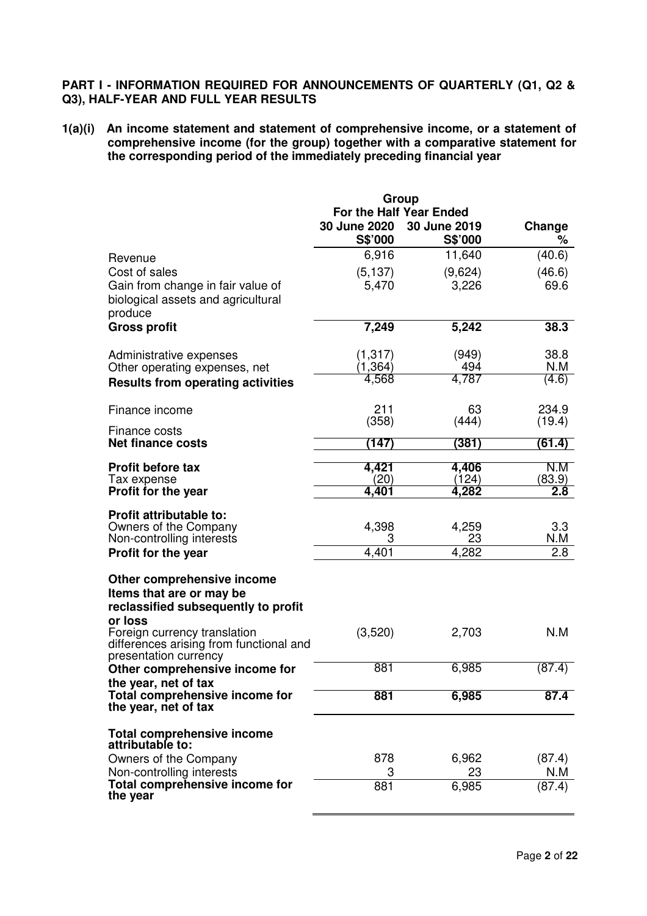**PART I - INFORMATION REQUIRED FOR ANNOUNCEMENTS OF QUARTERLY (Q1, Q2 & Q3), HALF-YEAR AND FULL YEAR RESULTS**

**1(a)(i) An income statement and statement of comprehensive income, or a statement of comprehensive income (for the group) together with a comparative statement for the corresponding period of the immediately preceding financial year**

| | Group | | |
|---|---|---|---|
| | For the Half Year Ended | | |
| | **30 June 2020** | **30 June 2019** | **Change** |
| | **S$'000** | **S$'000** | **%** |
| Revenue | 6,916 | 11,640 | (40.6) |
| Cost of sales | (5,137) | (9,624) | (46.6) |
| Gain from change in fair value of biological assets and agricultural produce | 5,470 | 3,226 | 69.6 |
| **Gross profit** | **7,249** | **5,242** | **38.3** |
| Administrative expenses | (1,317) | (949) | 38.8 |
| Other operating expenses, net | (1,364) | 494 | N.M |
| **Results from operating activities** | 4,568 | 4,787 | (4.6) |
| Finance income | 211 | 63 | 234.9 |
| Finance costs | (358) | (444) | (19.4) |
| **Net finance costs** | **(147)** | **(381)** | **(61.4)** |
| **Profit before tax** | **4,421** | **4,406** | N.M |
| Tax expense | (20) | (124) | (83.9) |
| **Profit for the year** | **4,401** | **4,282** | **2.8** |
| **Profit attributable to:** | | | |
| Owners of the Company | 4,398 | 4,259 | 3.3 |
| Non-controlling interests | 3 | 23 | N.M |
| **Profit for the year** | 4,401 | 4,282 | 2.8 |
| **Other comprehensive income** | | | |
| **Items that are or may be reclassified subsequently to profit or loss** | | | |
| Foreign currency translation differences arising from functional and presentation currency | (3,520) | 2,703 | N.M |
| **Other comprehensive income for the year, net of tax** | 881 | 6,985 | (87.4) |
| **Total comprehensive income for the year, net of tax** | **881** | **6,985** | **87.4** |
| **Total comprehensive income attributable to:** | | | |
| Owners of the Company | 878 | 6,962 | (87.4) |
| Non-controlling interests | 3 | 23 | N.M |
| **Total comprehensive income for the year** | 881 | 6,985 | (87.4) |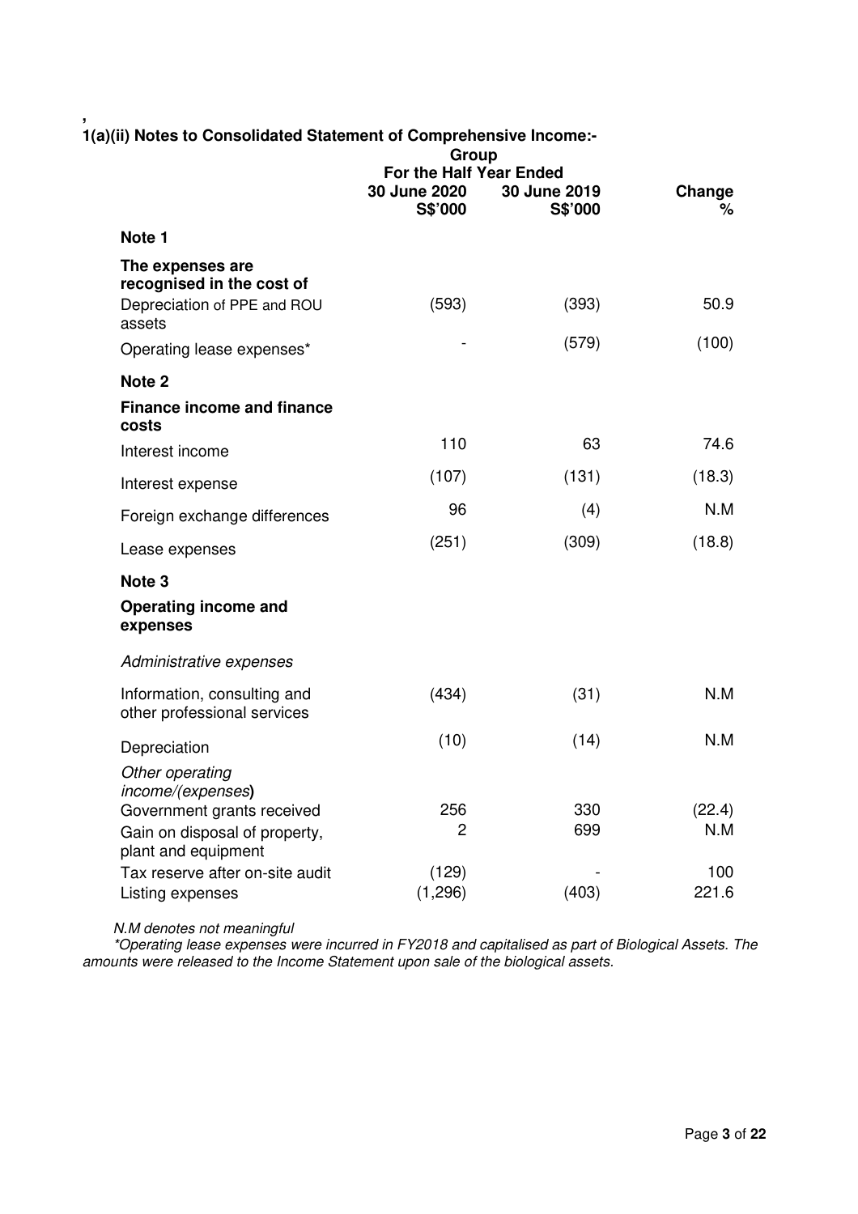,

### 1(a)(ii) Notes to Consolidated Statement of Comprehensive Income:-

| | Group | | |
|---|---|---|---|
| | For the Half Year Ended | | |
| | **30 June 2020 S$'000** | **30 June 2019 S$'000** | **Change %** |
| **Note 1** | | | |
| **The expenses are recognised in the cost of** | | | |
| Depreciation of PPE and ROU assets | (593) | (393) | 50.9 |
| Operating lease expenses* | - | (579) | (100) |
| **Note 2** | | | |
| **Finance income and finance costs** | | | |
| Interest income | 110 | 63 | 74.6 |
| Interest expense | (107) | (131) | (18.3) |
| Foreign exchange differences | 96 | (4) | N.M |
| Lease expenses | (251) | (309) | (18.8) |
| **Note 3** | | | |
| **Operating income and expenses** | | | |
| *Administrative expenses* | | | |
| Information, consulting and other professional services | (434) | (31) | N.M |
| Depreciation | (10) | (14) | N.M |
| *Other operating income/(expenses)* | | | |
| Government grants received | 256 | 330 | (22.4) |
| Gain on disposal of property, plant and equipment | 2 | 699 | N.M |
| Tax reserve after on-site audit | (129) | - | 100 |
| Listing expenses | (1,296) | (403) | 221.6 |

*N.M denotes not meaningful*

*\*Operating lease expenses were incurred in FY2018 and capitalised as part of Biological Assets. The amounts were released to the Income Statement upon sale of the biological assets.*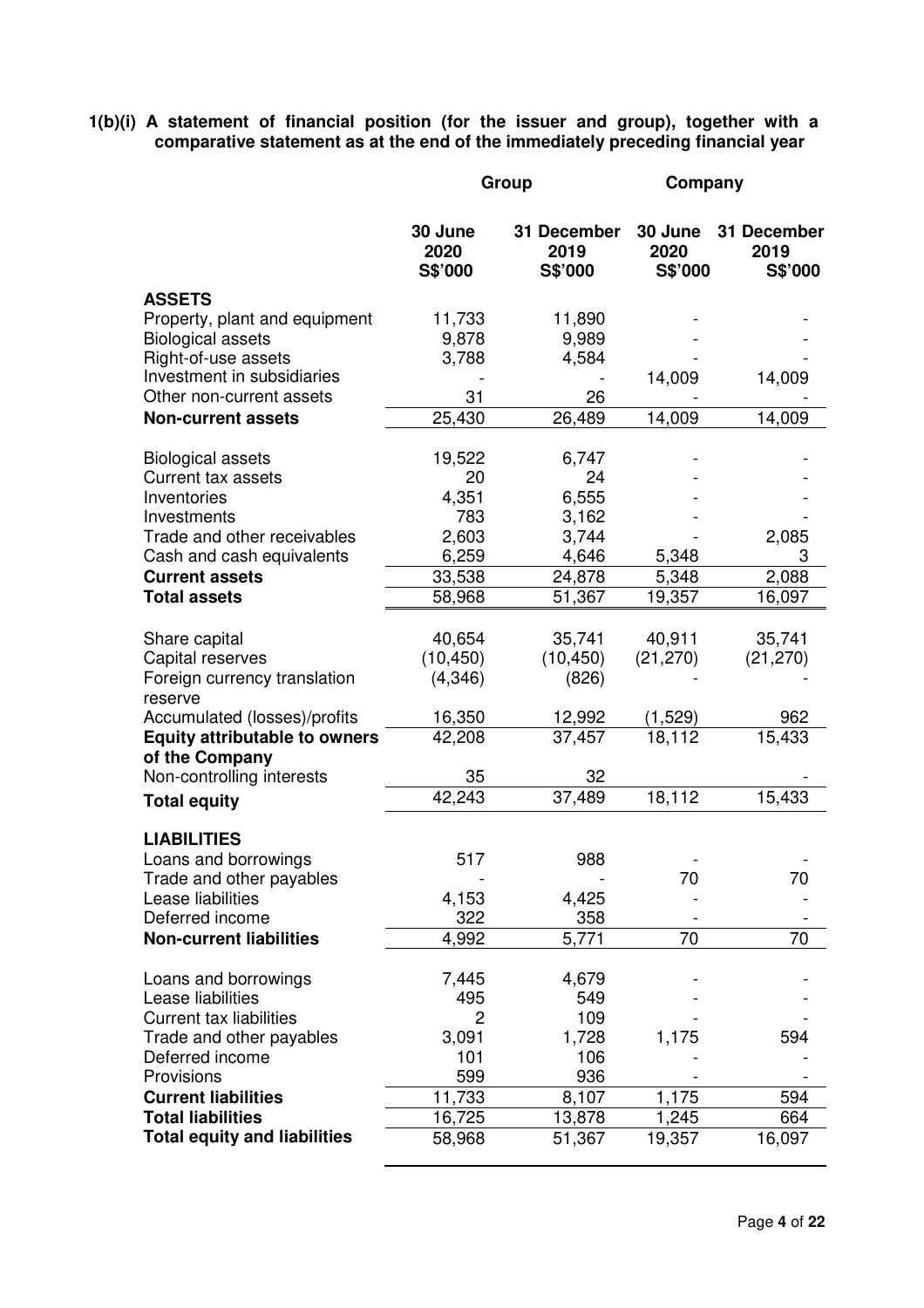**1(b)(i) A statement of financial position (for the issuer and group), together with a comparative statement as at the end of the immediately preceding financial year**

| | Group | | Company | |
|---|---|---|---|---|
| | 30 June 2020 S$'000 | 31 December 2019 S$'000 | 30 June 2020 S$'000 | 31 December 2019 S$'000 |
| **ASSETS** | | | | |
| Property, plant and equipment | 11,733 | 11,890 | - | - |
| Biological assets | 9,878 | 9,989 | - | - |
| Right-of-use assets | 3,788 | 4,584 | - | - |
| Investment in subsidiaries | - | - | 14,009 | 14,009 |
| Other non-current assets | 31 | 26 | - | - |
| **Non-current assets** | 25,430 | 26,489 | 14,009 | 14,009 |
| | | | | |
| Biological assets | 19,522 | 6,747 | - | - |
| Current tax assets | 20 | 24 | - | - |
| Inventories | 4,351 | 6,555 | - | - |
| Investments | 783 | 3,162 | - | - |
| Trade and other receivables | 2,603 | 3,744 | - | 2,085 |
| Cash and cash equivalents | 6,259 | 4,646 | 5,348 | 3 |
| **Current assets** | 33,538 | 24,878 | 5,348 | 2,088 |
| **Total assets** | 58,968 | 51,367 | 19,357 | 16,097 |
| | | | | |
| Share capital | 40,654 | 35,741 | 40,911 | 35,741 |
| Capital reserves | (10,450) | (10,450) | (21,270) | (21,270) |
| Foreign currency translation reserve | (4,346) | (826) | - | - |
| Accumulated (losses)/profits | 16,350 | 12,992 | (1,529) | 962 |
| **Equity attributable to owners of the Company** | 42,208 | 37,457 | 18,112 | 15,433 |
| Non-controlling interests | 35 | 32 | | - |
| **Total equity** | 42,243 | 37,489 | 18,112 | 15,433 |
| | | | | |
| **LIABILITIES** | | | | |
| Loans and borrowings | 517 | 988 | - | - |
| Trade and other payables | - | - | 70 | 70 |
| Lease liabilities | 4,153 | 4,425 | - | - |
| Deferred income | 322 | 358 | - | - |
| **Non-current liabilities** | 4,992 | 5,771 | 70 | 70 |
| | | | | |
| Loans and borrowings | 7,445 | 4,679 | - | - |
| Lease liabilities | 495 | 549 | - | - |
| Current tax liabilities | 2 | 109 | - | - |
| Trade and other payables | 3,091 | 1,728 | 1,175 | 594 |
| Deferred income | 101 | 106 | - | - |
| Provisions | 599 | 936 | - | - |
| **Current liabilities** | 11,733 | 8,107 | 1,175 | 594 |
| **Total liabilities** | 16,725 | 13,878 | 1,245 | 664 |
| **Total equity and liabilities** | 58,968 | 51,367 | 19,357 | 16,097 |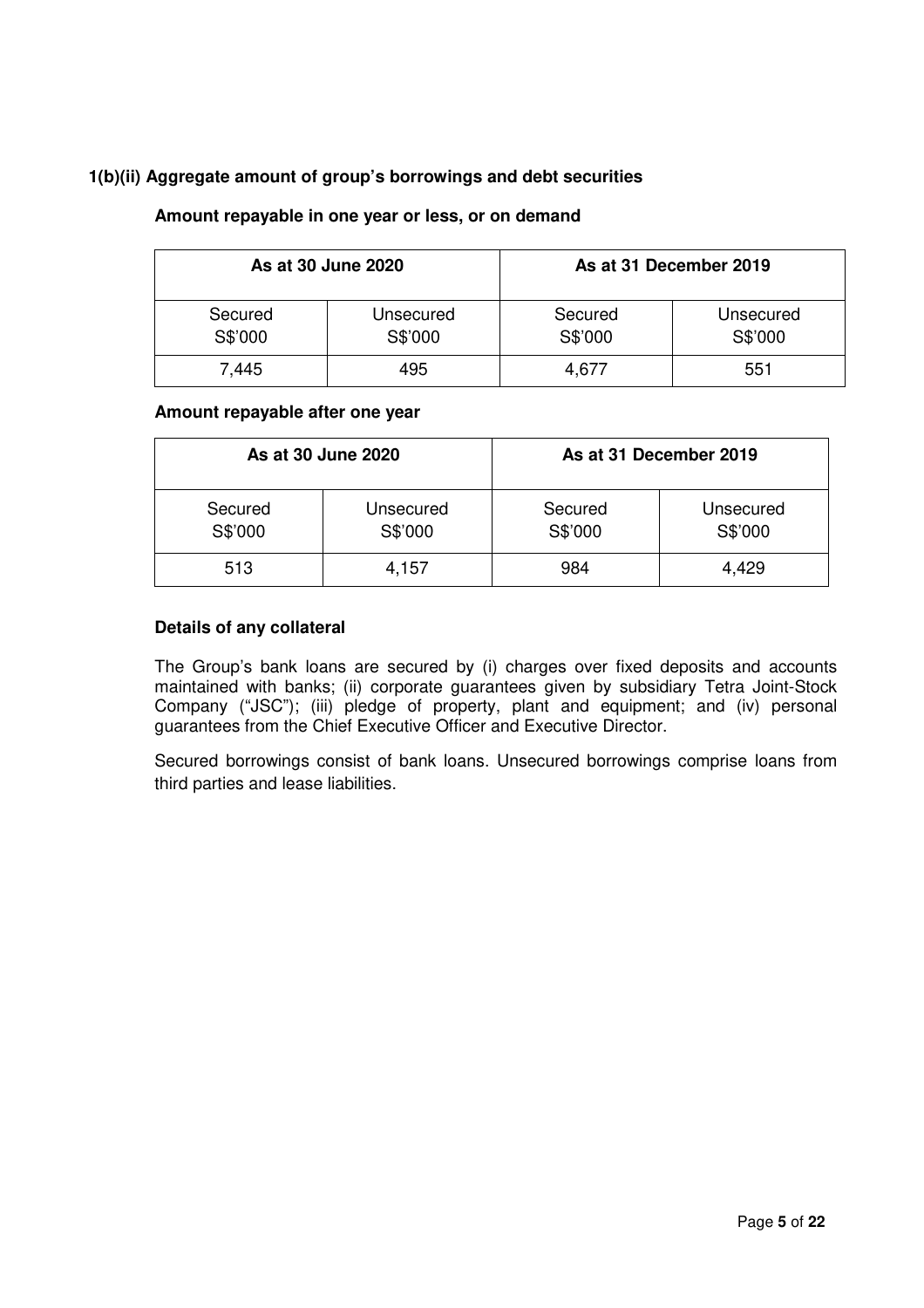### 1(b)(ii) Aggregate amount of group's borrowings and debt securities

**Amount repayable in one year or less, or on demand**

| As at 30 June 2020 | | As at 31 December 2019 | |
|---|---|---|---|
| Secured S$'000 | Unsecured S$'000 | Secured S$'000 | Unsecured S$'000 |
| 7,445 | 495 | 4,677 | 551 |

**Amount repayable after one year**

| As at 30 June 2020 | | As at 31 December 2019 | |
|---|---|---|---|
| Secured S$'000 | Unsecured S$'000 | Secured S$'000 | Unsecured S$'000 |
| 513 | 4,157 | 984 | 4,429 |

**Details of any collateral**

The Group's bank loans are secured by (i) charges over fixed deposits and accounts maintained with banks; (ii) corporate guarantees given by subsidiary Tetra Joint-Stock Company ("JSC"); (iii) pledge of property, plant and equipment; and (iv) personal guarantees from the Chief Executive Officer and Executive Director.

Secured borrowings consist of bank loans. Unsecured borrowings comprise loans from third parties and lease liabilities.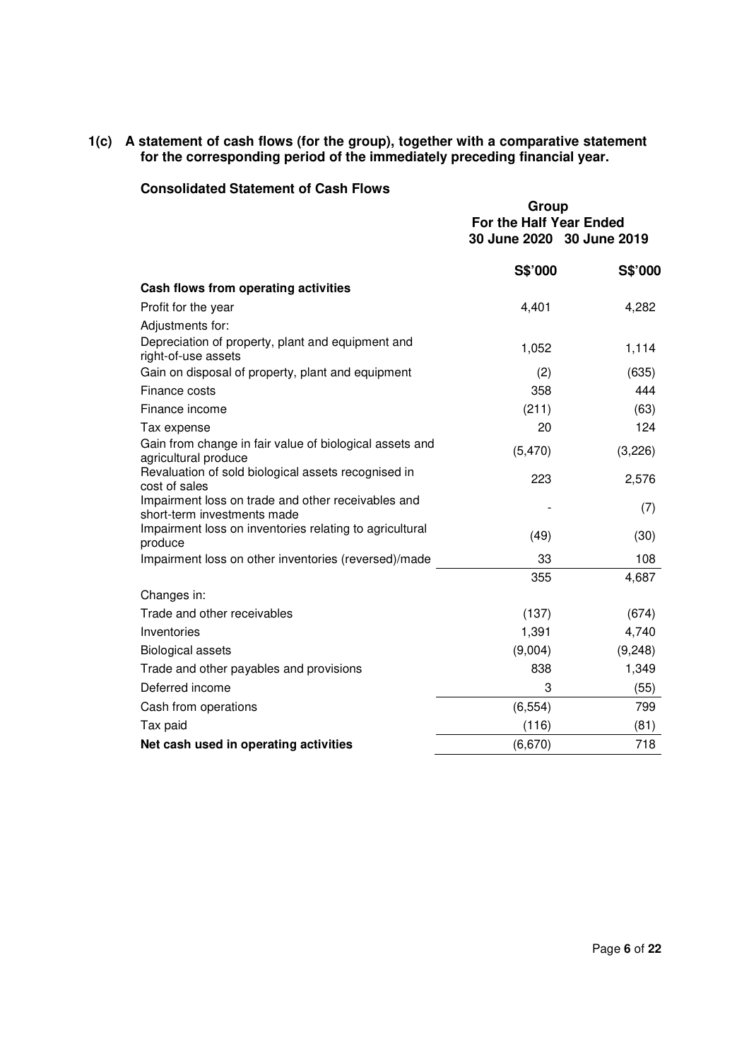**1(c) A statement of cash flows (for the group), together with a comparative statement for the corresponding period of the immediately preceding financial year.**

**Consolidated Statement of Cash Flows**

| | Group | |
|---|---|---|
| | For the Half Year Ended | |
| | 30 June 2020 | 30 June 2019 |
| | S$'000 | S$'000 |
| **Cash flows from operating activities** | | |
| Profit for the year | 4,401 | 4,282 |
| Adjustments for: | | |
| Depreciation of property, plant and equipment and right-of-use assets | 1,052 | 1,114 |
| Gain on disposal of property, plant and equipment | (2) | (635) |
| Finance costs | 358 | 444 |
| Finance income | (211) | (63) |
| Tax expense | 20 | 124 |
| Gain from change in fair value of biological assets and agricultural produce | (5,470) | (3,226) |
| Revaluation of sold biological assets recognised in cost of sales | 223 | 2,576 |
| Impairment loss on trade and other receivables and short-term investments made | - | (7) |
| Impairment loss on inventories relating to agricultural produce | (49) | (30) |
| Impairment loss on other inventories (reversed)/made | 33 | 108 |
| | 355 | 4,687 |
| Changes in: | | |
| Trade and other receivables | (137) | (674) |
| Inventories | 1,391 | 4,740 |
| Biological assets | (9,004) | (9,248) |
| Trade and other payables and provisions | 838 | 1,349 |
| Deferred income | 3 | (55) |
| Cash from operations | (6,554) | 799 |
| Tax paid | (116) | (81) |
| **Net cash used in operating activities** | (6,670) | 718 |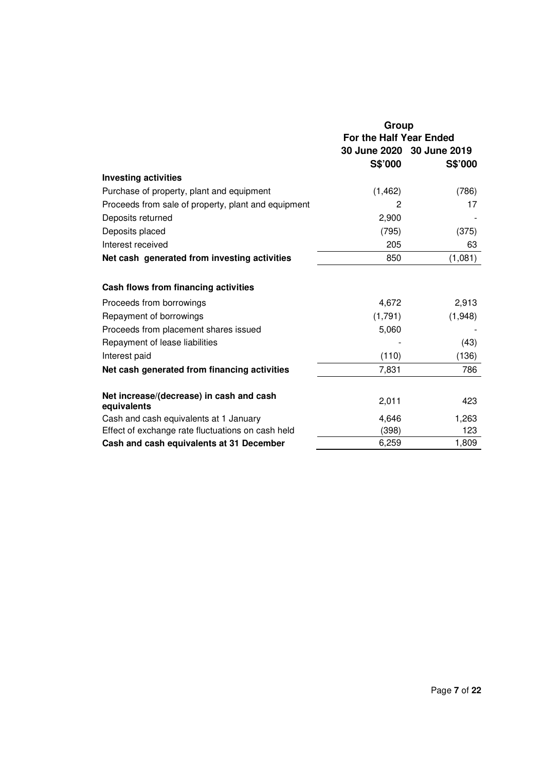| | Group | |
|---|---|---|
| | For the Half Year Ended | |
| | 30 June 2020 | 30 June 2019 |
| | S$'000 | S$'000 |
| **Investing activities** | | |
| Purchase of property, plant and equipment | (1,462) | (786) |
| Proceeds from sale of property, plant and equipment | 2 | 17 |
| Deposits returned | 2,900 | - |
| Deposits placed | (795) | (375) |
| Interest received | 205 | 63 |
| **Net cash generated from investing activities** | 850 | (1,081) |
| | | |
| **Cash flows from financing activities** | | |
| Proceeds from borrowings | 4,672 | 2,913 |
| Repayment of borrowings | (1,791) | (1,948) |
| Proceeds from placement shares issued | 5,060 | - |
| Repayment of lease liabilities | - | (43) |
| Interest paid | (110) | (136) |
| **Net cash generated from financing activities** | 7,831 | 786 |
| | | |
| **Net increase/(decrease) in cash and cash equivalents** | 2,011 | 423 |
| Cash and cash equivalents at 1 January | 4,646 | 1,263 |
| Effect of exchange rate fluctuations on cash held | (398) | 123 |
| **Cash and cash equivalents at 31 December** | 6,259 | 1,809 |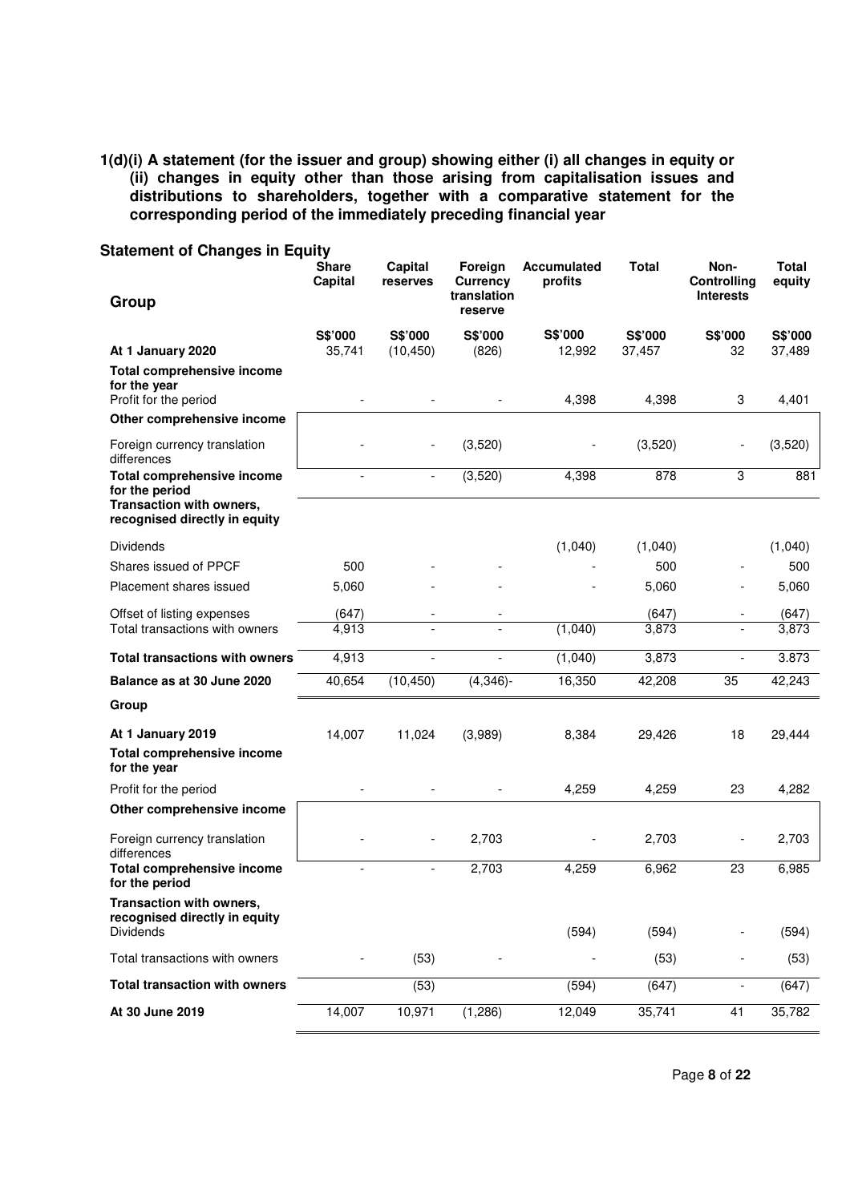**1(d)(i) A statement (for the issuer and group) showing either (i) all changes in equity or (ii) changes in equity other than those arising from capitalisation issues and distributions to shareholders, together with a comparative statement for the corresponding period of the immediately preceding financial year**

**Statement of Changes in Equity**

| Group | Share Capital | Capital reserves | Foreign Currency translation reserve | Accumulated profits | Total | Non-Controlling Interests | Total equity |
|---|---|---|---|---|---|---|---|
| | S$'000 | S$'000 | S$'000 | S$'000 | S$'000 | S$'000 | S$'000 |
| **At 1 January 2020** | 35,741 | (10,450) | (826) | 12,992 | 37,457 | 32 | 37,489 |
| **Total comprehensive income for the year** | | | | | | | |
| Profit for the period | - | - | - | 4,398 | 4,398 | 3 | 4,401 |
| **Other comprehensive income** | | | | | | | |
| Foreign currency translation differences | - | - | (3,520) | - | (3,520) | - | (3,520) |
| **Total comprehensive income for the period** | - | - | (3,520) | 4,398 | 878 | 3 | 881 |
| **Transaction with owners, recognised directly in equity** | | | | | | | |
| Dividends | | | | (1,040) | (1,040) | | (1,040) |
| Shares issued of PPCF | 500 | - | - | - | 500 | - | 500 |
| Placement shares issued | 5,060 | - | - | - | 5,060 | - | 5,060 |
| Offset of listing expenses | (647) | - | - | | (647) | - | (647) |
| Total transactions with owners | 4,913 | - | - | (1,040) | 3,873 | - | 3,873 |
| **Total transactions with owners** | 4,913 | - | - | (1,040) | 3,873 | - | 3.873 |
| **Balance as at 30 June 2020** | 40,654 | (10,450) | (4,346)- | 16,350 | 42,208 | 35 | 42,243 |
| **Group** | | | | | | | |
| **At 1 January 2019** | 14,007 | 11,024 | (3,989) | 8,384 | 29,426 | 18 | 29,444 |
| **Total comprehensive income for the year** | | | | | | | |
| Profit for the period | - | - | - | 4,259 | 4,259 | 23 | 4,282 |
| **Other comprehensive income** | | | | | | | |
| Foreign currency translation differences | - | - | 2,703 | - | 2,703 | - | 2,703 |
| **Total comprehensive income for the period** | - | - | 2,703 | 4,259 | 6,962 | 23 | 6,985 |
| **Transaction with owners, recognised directly in equity** | | | | | | | |
| Dividends | | | | (594) | (594) | - | (594) |
| Total transactions with owners | - | (53) | - | - | (53) | - | (53) |
| **Total transaction with owners** | | (53) | | (594) | (647) | - | (647) |
| **At 30 June 2019** | 14,007 | 10,971 | (1,286) | 12,049 | 35,741 | 41 | 35,782 |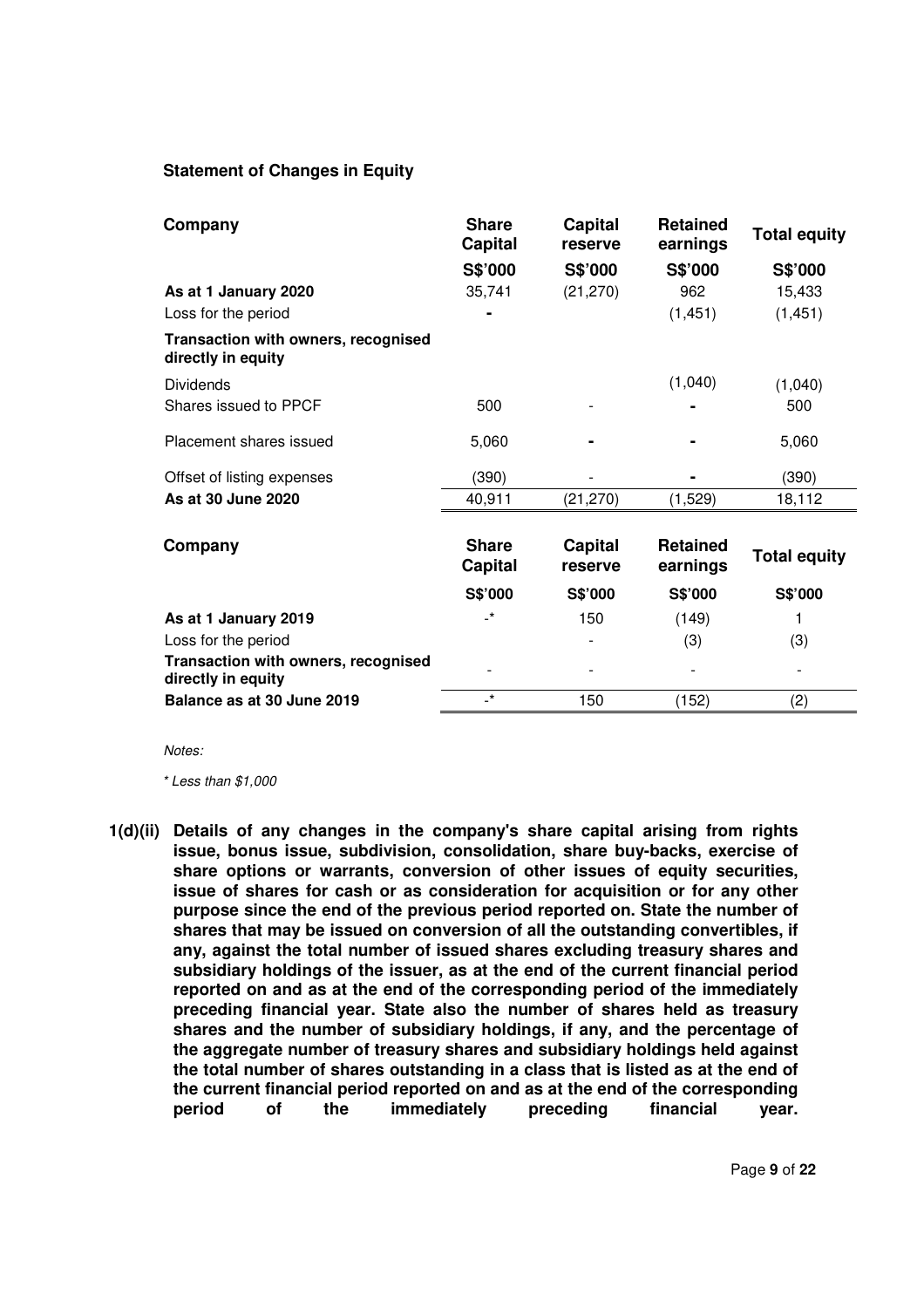**Statement of Changes in Equity**

| Company | Share Capital | Capital reserve | Retained earnings | Total equity |
|---|---|---|---|---|
| | S$'000 | S$'000 | S$'000 | S$'000 |
| **As at 1 January 2020** | 35,741 | (21,270) | 962 | 15,433 |
| Loss for the period | - | | (1,451) | (1,451) |
| **Transaction with owners, recognised directly in equity** | | | | |
| Dividends | | | (1,040) | (1,040) |
| Shares issued to PPCF | 500 | - | - | 500 |
| Placement shares issued | 5,060 | - | - | 5,060 |
| Offset of listing expenses | (390) | - | - | (390) |
| **As at 30 June 2020** | 40,911 | (21,270) | (1,529) | 18,112 |

| Company | Share Capital | Capital reserve | Retained earnings | Total equity |
|---|---|---|---|---|
| | S$'000 | S$'000 | S$'000 | S$'000 |
| **As at 1 January 2019** | -* | 150 | (149) | 1 |
| Loss for the period | | - | (3) | (3) |
| **Transaction with owners, recognised directly in equity** | - | - | - | - |
| **Balance as at 30 June 2019** | -* | 150 | (152) | (2) |

*Notes:*

*\* Less than $1,000*

**1(d)(ii) Details of any changes in the company's share capital arising from rights issue, bonus issue, subdivision, consolidation, share buy-backs, exercise of share options or warrants, conversion of other issues of equity securities, issue of shares for cash or as consideration for acquisition or for any other purpose since the end of the previous period reported on. State the number of shares that may be issued on conversion of all the outstanding convertibles, if any, against the total number of issued shares excluding treasury shares and subsidiary holdings of the issuer, as at the end of the current financial period reported on and as at the end of the corresponding period of the immediately preceding financial year. State also the number of shares held as treasury shares and the number of subsidiary holdings, if any, and the percentage of the aggregate number of treasury shares and subsidiary holdings held against the total number of shares outstanding in a class that is listed as at the end of the current financial period reported on and as at the end of the corresponding period of the immediately preceding financial year.**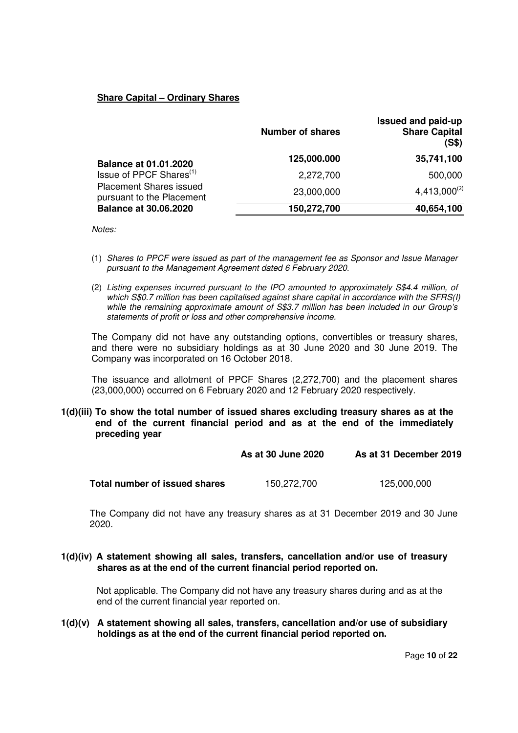**Share Capital – Ordinary Shares**

| | Number of shares | Issued and paid-up Share Capital (S$) |
|---|---|---|
| **Balance at 01.01.2020** | **125,000.000** | **35,741,100** |
| Issue of PPCF Shares[(1)] | 2,272,700 | 500,000 |
| Placement Shares issued pursuant to the Placement | 23,000,000 | 4,413,000[(2)] |
| **Balance at 30.06.2020** | **150,272,700** | **40,654,100** |

*Notes:*

(1) *Shares to PPCF were issued as part of the management fee as Sponsor and Issue Manager pursuant to the Management Agreement dated 6 February 2020.*

(2) *Listing expenses incurred pursuant to the IPO amounted to approximately S$4.4 million, of which S$0.7 million has been capitalised against share capital in accordance with the SFRS(I) while the remaining approximate amount of S$3.7 million has been included in our Group's statements of profit or loss and other comprehensive income.*

The Company did not have any outstanding options, convertibles or treasury shares, and there were no subsidiary holdings as at 30 June 2020 and 30 June 2019. The Company was incorporated on 16 October 2018.

The issuance and allotment of PPCF Shares (2,272,700) and the placement shares (23,000,000) occurred on 6 February 2020 and 12 February 2020 respectively.

**1(d)(iii) To show the total number of issued shares excluding treasury shares as at the end of the current financial period and as at the end of the immediately preceding year**

| | As at 30 June 2020 | As at 31 December 2019 |
|---|---|---|
| **Total number of issued shares** | 150,272,700 | 125,000,000 |

The Company did not have any treasury shares as at 31 December 2019 and 30 June 2020.

**1(d)(iv) A statement showing all sales, transfers, cancellation and/or use of treasury shares as at the end of the current financial period reported on.**

Not applicable. The Company did not have any treasury shares during and as at the end of the current financial year reported on.

**1(d)(v) A statement showing all sales, transfers, cancellation and/or use of subsidiary holdings as at the end of the current financial period reported on.**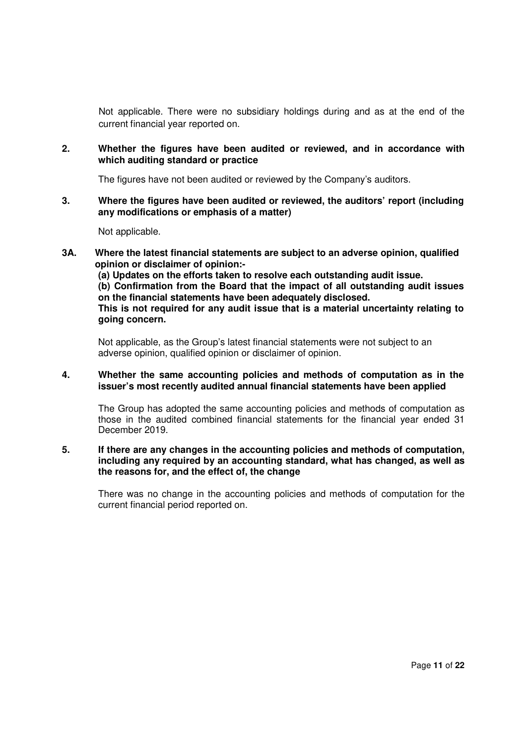Not applicable. There were no subsidiary holdings during and as at the end of the current financial year reported on.

**2. Whether the figures have been audited or reviewed, and in accordance with which auditing standard or practice**

The figures have not been audited or reviewed by the Company's auditors.

**3. Where the figures have been audited or reviewed, the auditors' report (including any modifications or emphasis of a matter)**

Not applicable.

**3A. Where the latest financial statements are subject to an adverse opinion, qualified opinion or disclaimer of opinion:-**
**(a) Updates on the efforts taken to resolve each outstanding audit issue.**
**(b) Confirmation from the Board that the impact of all outstanding audit issues on the financial statements have been adequately disclosed.**
**This is not required for any audit issue that is a material uncertainty relating to going concern.**

Not applicable, as the Group's latest financial statements were not subject to an adverse opinion, qualified opinion or disclaimer of opinion.

**4. Whether the same accounting policies and methods of computation as in the issuer's most recently audited annual financial statements have been applied**

The Group has adopted the same accounting policies and methods of computation as those in the audited combined financial statements for the financial year ended 31 December 2019.

**5. If there are any changes in the accounting policies and methods of computation, including any required by an accounting standard, what has changed, as well as the reasons for, and the effect of, the change**

There was no change in the accounting policies and methods of computation for the current financial period reported on.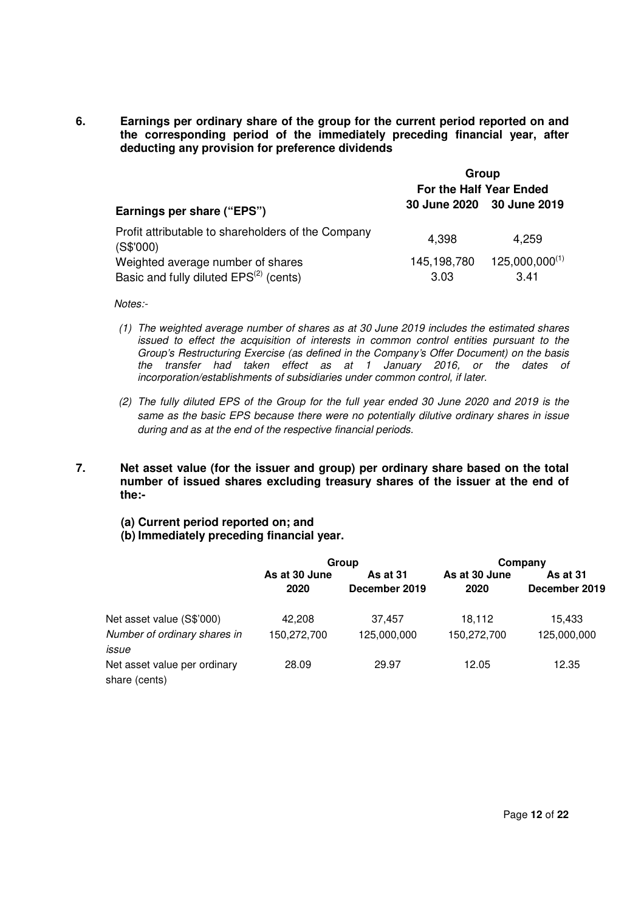**6. Earnings per ordinary share of the group for the current period reported on and the corresponding period of the immediately preceding financial year, after deducting any provision for preference dividends**

| | Group | |
|---|---|---|
| | For the Half Year Ended | |
| **Earnings per share ("EPS")** | **30 June 2020** | **30 June 2019** |
| Profit attributable to shareholders of the Company (S$'000) | 4,398 | 4,259 |
| Weighted average number of shares | 145,198,780 | 125,000,000[(1)] |
| Basic and fully diluted EPS[(2)] (cents) | 3.03 | 3.41 |

*Notes:-*

*(1) The weighted average number of shares as at 30 June 2019 includes the estimated shares issued to effect the acquisition of interests in common control entities pursuant to the Group's Restructuring Exercise (as defined in the Company's Offer Document) on the basis the transfer had taken effect as at 1 January 2016, or the dates of incorporation/establishments of subsidiaries under common control, if later.*

*(2) The fully diluted EPS of the Group for the full year ended 30 June 2020 and 2019 is the same as the basic EPS because there were no potentially dilutive ordinary shares in issue during and as at the end of the respective financial periods.*

**7. Net asset value (for the issuer and group) per ordinary share based on the total number of issued shares excluding treasury shares of the issuer at the end of the:-**

**(a) Current period reported on; and**
**(b) Immediately preceding financial year.**

| | Group | | Company | |
|---|---|---|---|---|
| | **As at 30 June 2020** | **As at 31 December 2019** | **As at 30 June 2020** | **As at 31 December 2019** |
| Net asset value (S$'000) | 42,208 | 37,457 | 18,112 | 15,433 |
| *Number of ordinary shares in issue* | 150,272,700 | 125,000,000 | 150,272,700 | 125,000,000 |
| Net asset value per ordinary share (cents) | 28.09 | 29.97 | 12.05 | 12.35 |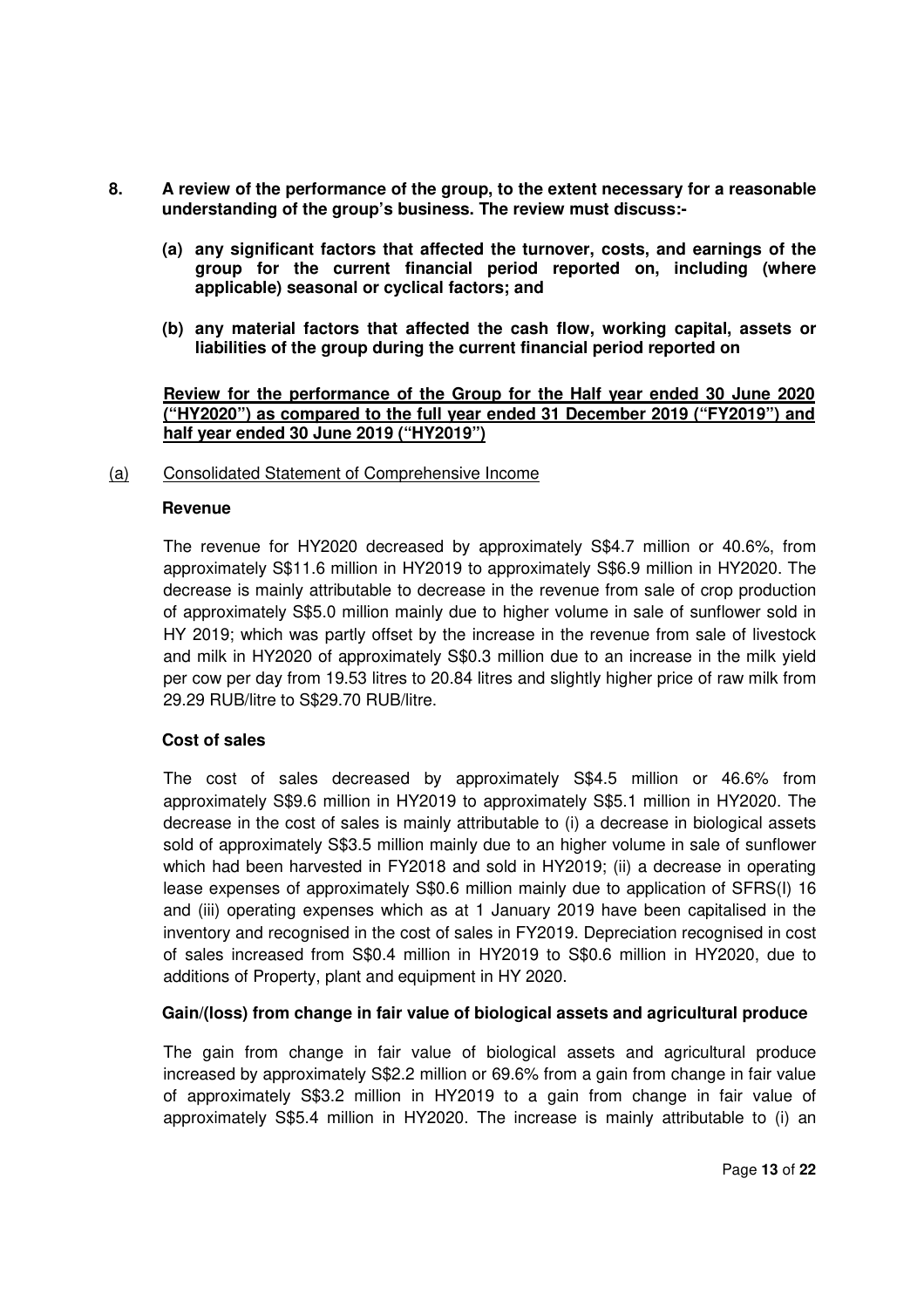**8. A review of the performance of the group, to the extent necessary for a reasonable understanding of the group's business. The review must discuss:-**

**(a) any significant factors that affected the turnover, costs, and earnings of the group for the current financial period reported on, including (where applicable) seasonal or cyclical factors; and**

**(b) any material factors that affected the cash flow, working capital, assets or liabilities of the group during the current financial period reported on**

**<u>Review for the performance of the Group for the Half year ended 30 June 2020 ("HY2020") as compared to the full year ended 31 December 2019 ("FY2019") and half year ended 30 June 2019 ("HY2019")</u>**

(a) Consolidated Statement of Comprehensive Income

**Revenue**

The revenue for HY2020 decreased by approximately S$4.7 million or 40.6%, from approximately S$11.6 million in HY2019 to approximately S$6.9 million in HY2020. The decrease is mainly attributable to decrease in the revenue from sale of crop production of approximately S$5.0 million mainly due to higher volume in sale of sunflower sold in HY 2019; which was partly offset by the increase in the revenue from sale of livestock and milk in HY2020 of approximately S$0.3 million due to an increase in the milk yield per cow per day from 19.53 litres to 20.84 litres and slightly higher price of raw milk from 29.29 RUB/litre to S$29.70 RUB/litre.

**Cost of sales**

The cost of sales decreased by approximately S$4.5 million or 46.6% from approximately S$9.6 million in HY2019 to approximately S$5.1 million in HY2020. The decrease in the cost of sales is mainly attributable to (i) a decrease in biological assets sold of approximately S$3.5 million mainly due to an higher volume in sale of sunflower which had been harvested in FY2018 and sold in HY2019; (ii) a decrease in operating lease expenses of approximately S$0.6 million mainly due to application of SFRS(I) 16 and (iii) operating expenses which as at 1 January 2019 have been capitalised in the inventory and recognised in the cost of sales in FY2019. Depreciation recognised in cost of sales increased from S$0.4 million in HY2019 to S$0.6 million in HY2020, due to additions of Property, plant and equipment in HY 2020.

**Gain/(loss) from change in fair value of biological assets and agricultural produce**

The gain from change in fair value of biological assets and agricultural produce increased by approximately S$2.2 million or 69.6% from a gain from change in fair value of approximately S$3.2 million in HY2019 to a gain from change in fair value of approximately S$5.4 million in HY2020. The increase is mainly attributable to (i) an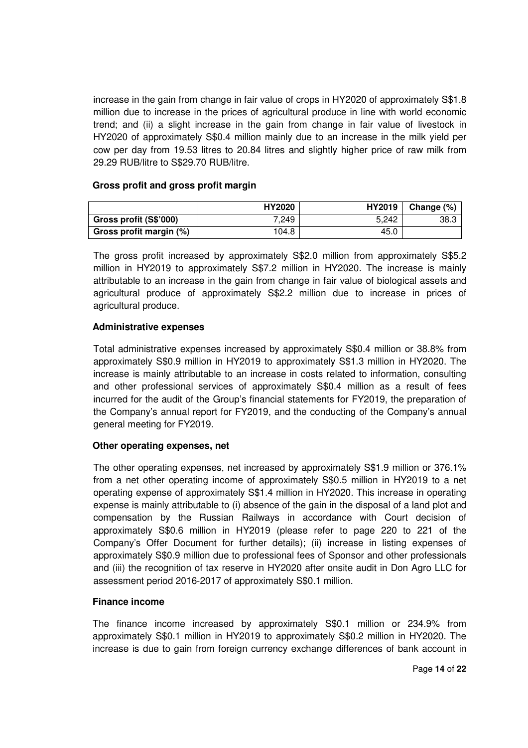increase in the gain from change in fair value of crops in HY2020 of approximately S$1.8 million due to increase in the prices of agricultural produce in line with world economic trend; and (ii) a slight increase in the gain from change in fair value of livestock in HY2020 of approximately S$0.4 million mainly due to an increase in the milk yield per cow per day from 19.53 litres to 20.84 litres and slightly higher price of raw milk from 29.29 RUB/litre to S$29.70 RUB/litre.

**Gross profit and gross profit margin**

| | HY2020 | HY2019 | Change (%) |
|---|---|---|---|
| **Gross profit (S$'000)** | 7,249 | 5,242 | 38.3 |
| **Gross profit margin (%)** | 104.8 | 45.0 | |

The gross profit increased by approximately S$2.0 million from approximately S$5.2 million in HY2019 to approximately S$7.2 million in HY2020. The increase is mainly attributable to an increase in the gain from change in fair value of biological assets and agricultural produce of approximately S$2.2 million due to increase in prices of agricultural produce.

**Administrative expenses**

Total administrative expenses increased by approximately S$0.4 million or 38.8% from approximately S$0.9 million in HY2019 to approximately S$1.3 million in HY2020. The increase is mainly attributable to an increase in costs related to information, consulting and other professional services of approximately S$0.4 million as a result of fees incurred for the audit of the Group's financial statements for FY2019, the preparation of the Company's annual report for FY2019, and the conducting of the Company's annual general meeting for FY2019.

**Other operating expenses, net**

The other operating expenses, net increased by approximately S$1.9 million or 376.1% from a net other operating income of approximately S$0.5 million in HY2019 to a net operating expense of approximately S$1.4 million in HY2020. This increase in operating expense is mainly attributable to (i) absence of the gain in the disposal of a land plot and compensation by the Russian Railways in accordance with Court decision of approximately S$0.6 million in HY2019 (please refer to page 220 to 221 of the Company's Offer Document for further details); (ii) increase in listing expenses of approximately S$0.9 million due to professional fees of Sponsor and other professionals and (iii) the recognition of tax reserve in HY2020 after onsite audit in Don Agro LLC for assessment period 2016-2017 of approximately S$0.1 million.

**Finance income**

The finance income increased by approximately S$0.1 million or 234.9% from approximately S$0.1 million in HY2019 to approximately S$0.2 million in HY2020. The increase is due to gain from foreign currency exchange differences of bank account in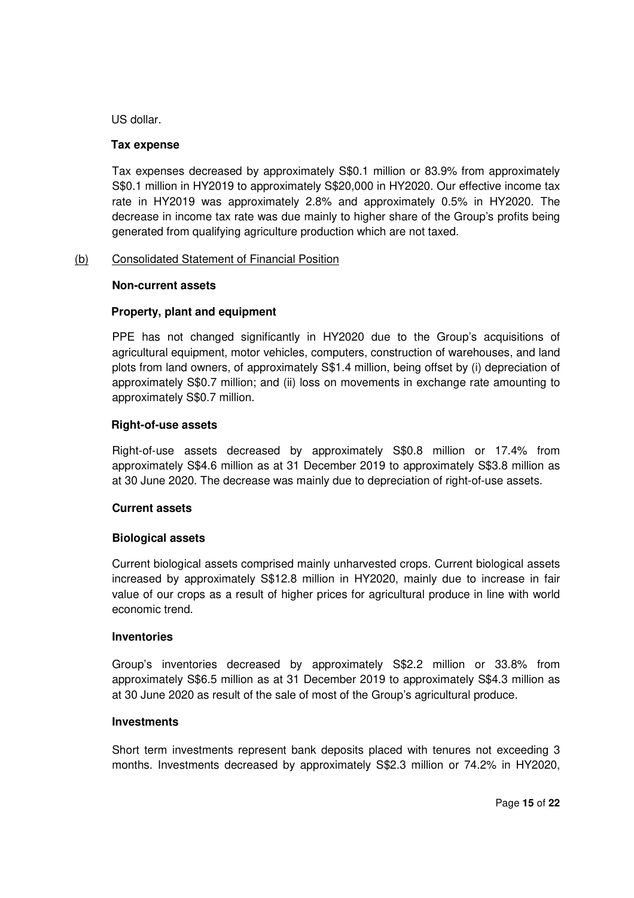US dollar.

**Tax expense**

Tax expenses decreased by approximately S$0.1 million or 83.9% from approximately S$0.1 million in HY2019 to approximately S$20,000 in HY2020. Our effective income tax rate in HY2019 was approximately 2.8% and approximately 0.5% in HY2020. The decrease in income tax rate was due mainly to higher share of the Group's profits being generated from qualifying agriculture production which are not taxed.

(b) Consolidated Statement of Financial Position

**Non-current assets**

**Property, plant and equipment**

PPE has not changed significantly in HY2020 due to the Group's acquisitions of agricultural equipment, motor vehicles, computers, construction of warehouses, and land plots from land owners, of approximately S$1.4 million, being offset by (i) depreciation of approximately S$0.7 million; and (ii) loss on movements in exchange rate amounting to approximately S$0.7 million.

**Right-of-use assets**

Right-of-use assets decreased by approximately S$0.8 million or 17.4% from approximately S$4.6 million as at 31 December 2019 to approximately S$3.8 million as at 30 June 2020. The decrease was mainly due to depreciation of right-of-use assets.

**Current assets**

**Biological assets**

Current biological assets comprised mainly unharvested crops. Current biological assets increased by approximately S$12.8 million in HY2020, mainly due to increase in fair value of our crops as a result of higher prices for agricultural produce in line with world economic trend.

**Inventories**

Group's inventories decreased by approximately S$2.2 million or 33.8% from approximately S$6.5 million as at 31 December 2019 to approximately S$4.3 million as at 30 June 2020 as result of the sale of most of the Group's agricultural produce.

**Investments**

Short term investments represent bank deposits placed with tenures not exceeding 3 months. Investments decreased by approximately S$2.3 million or 74.2% in HY2020,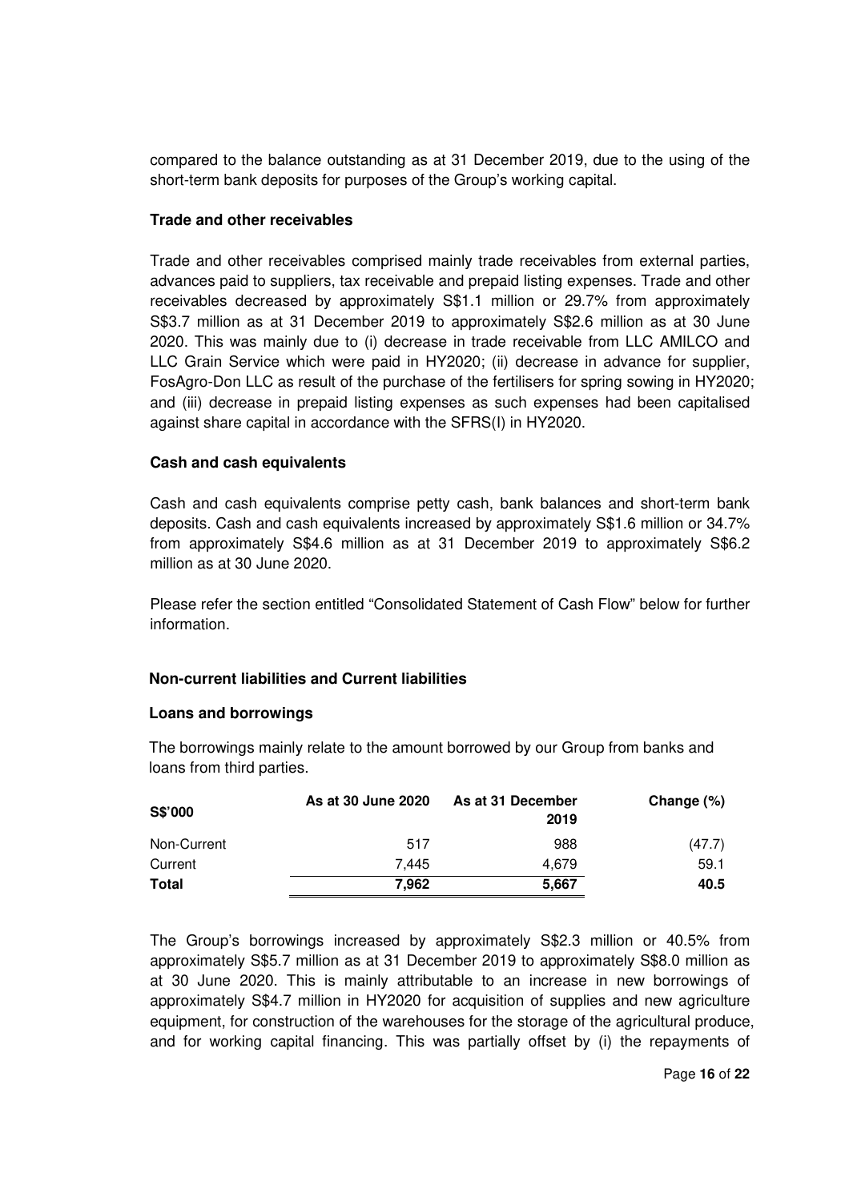compared to the balance outstanding as at 31 December 2019, due to the using of the short-term bank deposits for purposes of the Group's working capital.

**Trade and other receivables**

Trade and other receivables comprised mainly trade receivables from external parties, advances paid to suppliers, tax receivable and prepaid listing expenses. Trade and other receivables decreased by approximately S$1.1 million or 29.7% from approximately S$3.7 million as at 31 December 2019 to approximately S$2.6 million as at 30 June 2020. This was mainly due to (i) decrease in trade receivable from LLC AMILCO and LLC Grain Service which were paid in HY2020; (ii) decrease in advance for supplier, FosAgro-Don LLC as result of the purchase of the fertilisers for spring sowing in HY2020; and (iii) decrease in prepaid listing expenses as such expenses had been capitalised against share capital in accordance with the SFRS(I) in HY2020.

**Cash and cash equivalents**

Cash and cash equivalents comprise petty cash, bank balances and short-term bank deposits. Cash and cash equivalents increased by approximately S$1.6 million or 34.7% from approximately S$4.6 million as at 31 December 2019 to approximately S$6.2 million as at 30 June 2020.

Please refer the section entitled "Consolidated Statement of Cash Flow" below for further information.

**Non-current liabilities and Current liabilities**

**Loans and borrowings**

The borrowings mainly relate to the amount borrowed by our Group from banks and loans from third parties.

| S$'000 | As at 30 June 2020 | As at 31 December 2019 | Change (%) |
|---|---|---|---|
| Non-Current | 517 | 988 | (47.7) |
| Current | 7,445 | 4,679 | 59.1 |
| **Total** | **7,962** | **5,667** | **40.5** |

The Group's borrowings increased by approximately S$2.3 million or 40.5% from approximately S$5.7 million as at 31 December 2019 to approximately S$8.0 million as at 30 June 2020. This is mainly attributable to an increase in new borrowings of approximately S$4.7 million in HY2020 for acquisition of supplies and new agriculture equipment, for construction of the warehouses for the storage of the agricultural produce, and for working capital financing. This was partially offset by (i) the repayments of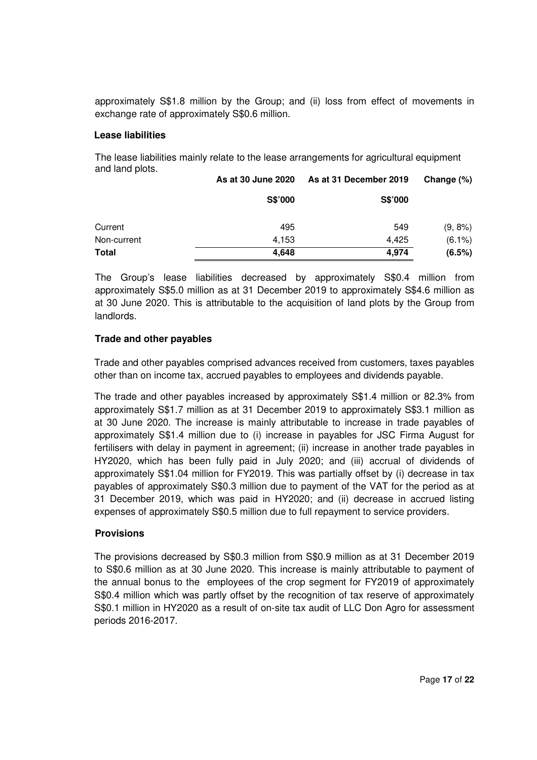approximately S$1.8 million by the Group; and (ii) loss from effect of movements in exchange rate of approximately S$0.6 million.

**Lease liabilities**

The lease liabilities mainly relate to the lease arrangements for agricultural equipment and land plots.

| | As at 30 June 2020 | As at 31 December 2019 | Change (%) |
|---|---|---|---|
| | S$'000 | S$'000 | |
| Current | 495 | 549 | (9, 8%) |
| Non-current | 4,153 | 4,425 | (6.1%) |
| **Total** | **4,648** | **4,974** | **(6.5%)** |

The Group's lease liabilities decreased by approximately S$0.4 million from approximately S$5.0 million as at 31 December 2019 to approximately S$4.6 million as at 30 June 2020. This is attributable to the acquisition of land plots by the Group from landlords.

**Trade and other payables**

Trade and other payables comprised advances received from customers, taxes payables other than on income tax, accrued payables to employees and dividends payable.

The trade and other payables increased by approximately S$1.4 million or 82.3% from approximately S$1.7 million as at 31 December 2019 to approximately S$3.1 million as at 30 June 2020. The increase is mainly attributable to increase in trade payables of approximately S$1.4 million due to (i) increase in payables for JSC Firma August for fertilisers with delay in payment in agreement; (ii) increase in another trade payables in HY2020, which has been fully paid in July 2020; and (iii) accrual of dividends of approximately S$1.04 million for FY2019. This was partially offset by (i) decrease in tax payables of approximately S$0.3 million due to payment of the VAT for the period as at 31 December 2019, which was paid in HY2020; and (ii) decrease in accrued listing expenses of approximately S$0.5 million due to full repayment to service providers.

**Provisions**

The provisions decreased by S$0.3 million from S$0.9 million as at 31 December 2019 to S$0.6 million as at 30 June 2020. This increase is mainly attributable to payment of the annual bonus to the employees of the crop segment for FY2019 of approximately S$0.4 million which was partly offset by the recognition of tax reserve of approximately S$0.1 million in HY2020 as a result of on-site tax audit of LLC Don Agro for assessment periods 2016-2017.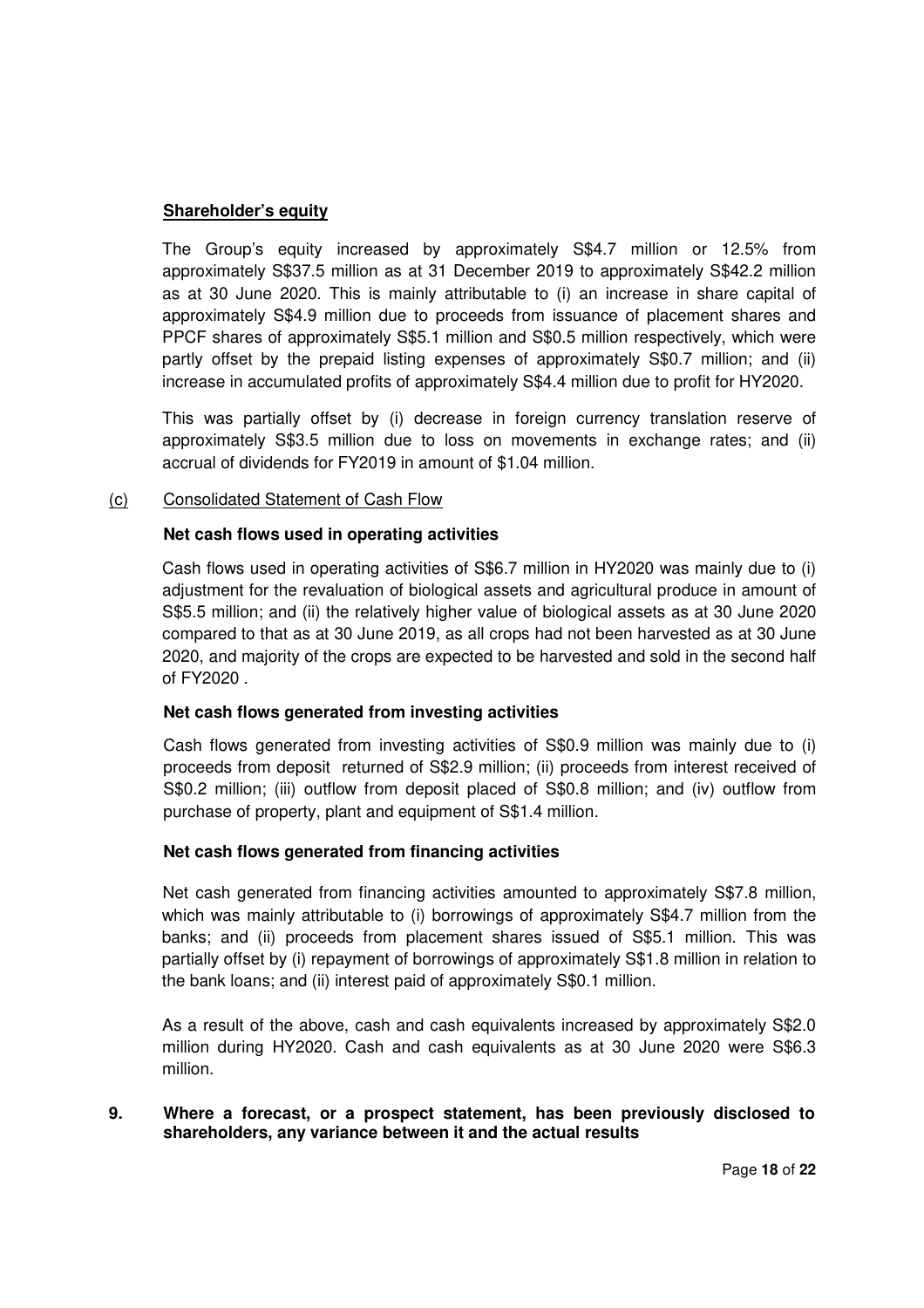**Shareholder's equity**

The Group's equity increased by approximately S$4.7 million or 12.5% from approximately S$37.5 million as at 31 December 2019 to approximately S$42.2 million as at 30 June 2020. This is mainly attributable to (i) an increase in share capital of approximately S$4.9 million due to proceeds from issuance of placement shares and PPCF shares of approximately S$5.1 million and S$0.5 million respectively, which were partly offset by the prepaid listing expenses of approximately S$0.7 million; and (ii) increase in accumulated profits of approximately S$4.4 million due to profit for HY2020.

This was partially offset by (i) decrease in foreign currency translation reserve of approximately S$3.5 million due to loss on movements in exchange rates; and (ii) accrual of dividends for FY2019 in amount of $1.04 million.

(c) Consolidated Statement of Cash Flow

**Net cash flows used in operating activities**

Cash flows used in operating activities of S$6.7 million in HY2020 was mainly due to (i) adjustment for the revaluation of biological assets and agricultural produce in amount of S$5.5 million; and (ii) the relatively higher value of biological assets as at 30 June 2020 compared to that as at 30 June 2019, as all crops had not been harvested as at 30 June 2020, and majority of the crops are expected to be harvested and sold in the second half of FY2020 .

**Net cash flows generated from investing activities**

Cash flows generated from investing activities of S$0.9 million was mainly due to (i) proceeds from deposit returned of S$2.9 million; (ii) proceeds from interest received of S$0.2 million; (iii) outflow from deposit placed of S$0.8 million; and (iv) outflow from purchase of property, plant and equipment of S$1.4 million.

**Net cash flows generated from financing activities**

Net cash generated from financing activities amounted to approximately S$7.8 million, which was mainly attributable to (i) borrowings of approximately S$4.7 million from the banks; and (ii) proceeds from placement shares issued of S$5.1 million. This was partially offset by (i) repayment of borrowings of approximately S$1.8 million in relation to the bank loans; and (ii) interest paid of approximately S$0.1 million.

As a result of the above, cash and cash equivalents increased by approximately S$2.0 million during HY2020. Cash and cash equivalents as at 30 June 2020 were S$6.3 million.

**9. Where a forecast, or a prospect statement, has been previously disclosed to shareholders, any variance between it and the actual results**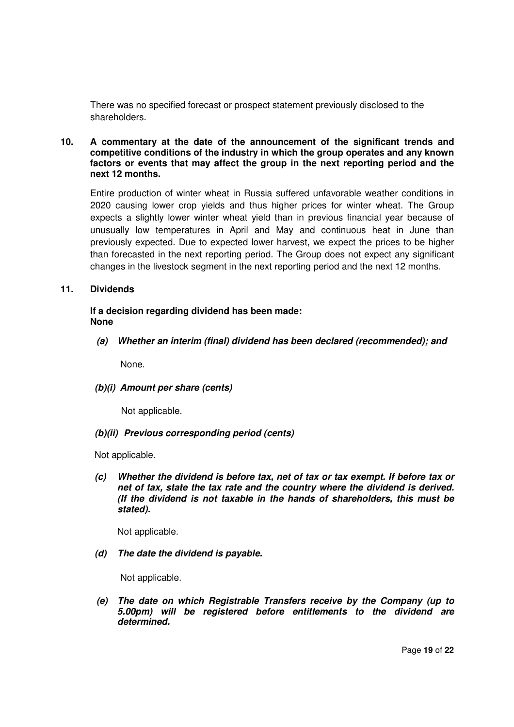There was no specified forecast or prospect statement previously disclosed to the shareholders.

**10. A commentary at the date of the announcement of the significant trends and competitive conditions of the industry in which the group operates and any known factors or events that may affect the group in the next reporting period and the next 12 months.**

Entire production of winter wheat in Russia suffered unfavorable weather conditions in 2020 causing lower crop yields and thus higher prices for winter wheat. The Group expects a slightly lower winter wheat yield than in previous financial year because of unusually low temperatures in April and May and continuous heat in June than previously expected. Due to expected lower harvest, we expect the prices to be higher than forecasted in the next reporting period. The Group does not expect any significant changes in the livestock segment in the next reporting period and the next 12 months.

**11. Dividends**

**If a decision regarding dividend has been made:**
**None**

***(a) Whether an interim (final) dividend has been declared (recommended); and***

None.

***(b)(i) Amount per share (cents)***

Not applicable.

***(b)(ii) Previous corresponding period (cents)***

Not applicable.

***(c) Whether the dividend is before tax, net of tax or tax exempt. If before tax or net of tax, state the tax rate and the country where the dividend is derived. (If the dividend is not taxable in the hands of shareholders, this must be stated).***

Not applicable.

***(d) The date the dividend is payable.***

Not applicable.

***(e) The date on which Registrable Transfers receive by the Company (up to 5.00pm) will be registered before entitlements to the dividend are determined.***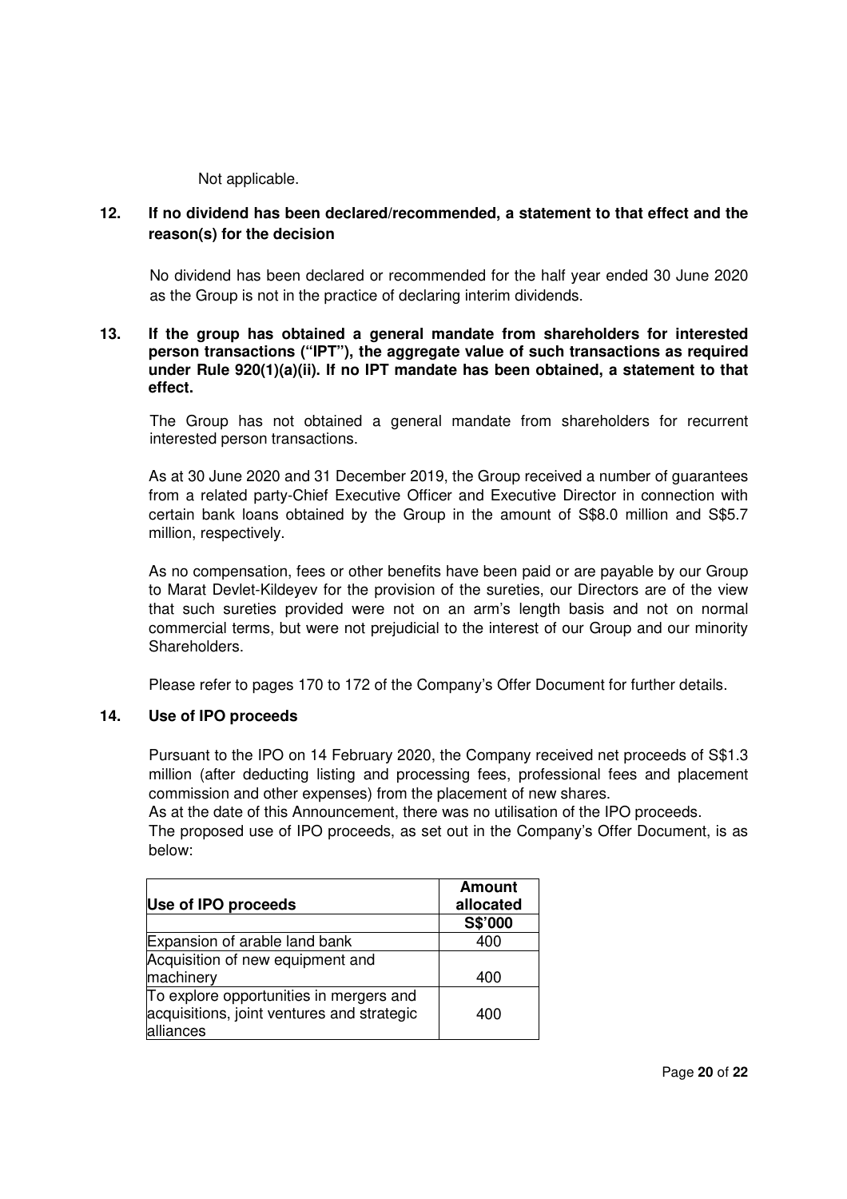Not applicable.

**12. If no dividend has been declared/recommended, a statement to that effect and the reason(s) for the decision**

No dividend has been declared or recommended for the half year ended 30 June 2020 as the Group is not in the practice of declaring interim dividends.

**13. If the group has obtained a general mandate from shareholders for interested person transactions ("IPT"), the aggregate value of such transactions as required under Rule 920(1)(a)(ii). If no IPT mandate has been obtained, a statement to that effect.**

The Group has not obtained a general mandate from shareholders for recurrent interested person transactions.

As at 30 June 2020 and 31 December 2019, the Group received a number of guarantees from a related party-Chief Executive Officer and Executive Director in connection with certain bank loans obtained by the Group in the amount of S$8.0 million and S$5.7 million, respectively.

As no compensation, fees or other benefits have been paid or are payable by our Group to Marat Devlet-Kildeyev for the provision of the sureties, our Directors are of the view that such sureties provided were not on an arm's length basis and not on normal commercial terms, but were not prejudicial to the interest of our Group and our minority Shareholders.

Please refer to pages 170 to 172 of the Company's Offer Document for further details.

**14. Use of IPO proceeds**

Pursuant to the IPO on 14 February 2020, the Company received net proceeds of S$1.3 million (after deducting listing and processing fees, professional fees and placement commission and other expenses) from the placement of new shares.

As at the date of this Announcement, there was no utilisation of the IPO proceeds.

The proposed use of IPO proceeds, as set out in the Company's Offer Document, is as below:

| Use of IPO proceeds | Amount allocated |
|---|---|
| | S$'000 |
| Expansion of arable land bank | 400 |
| Acquisition of new equipment and machinery | 400 |
| To explore opportunities in mergers and acquisitions, joint ventures and strategic alliances | 400 |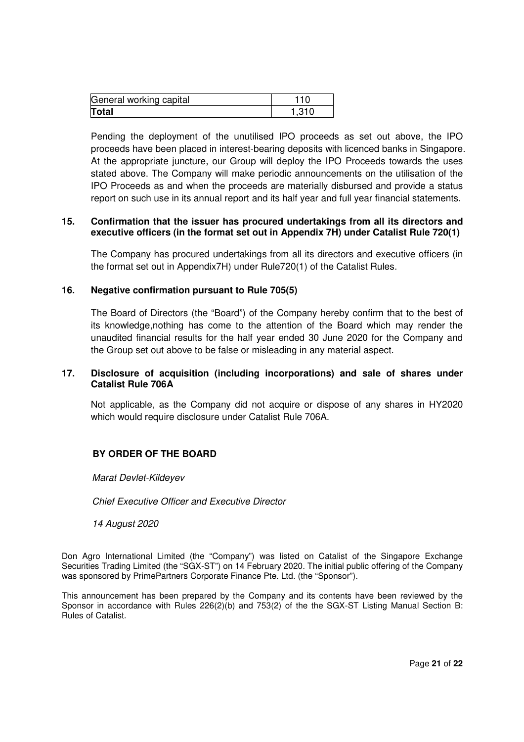| General working capital | 110 |
|---|---|
| **Total** | 1,310 |

Pending the deployment of the unutilised IPO proceeds as set out above, the IPO proceeds have been placed in interest-bearing deposits with licenced banks in Singapore. At the appropriate juncture, our Group will deploy the IPO Proceeds towards the uses stated above. The Company will make periodic announcements on the utilisation of the IPO Proceeds as and when the proceeds are materially disbursed and provide a status report on such use in its annual report and its half year and full year financial statements.

**15. Confirmation that the issuer has procured undertakings from all its directors and executive officers (in the format set out in Appendix 7H) under Catalist Rule 720(1)**

The Company has procured undertakings from all its directors and executive officers (in the format set out in Appendix7H) under Rule720(1) of the Catalist Rules.

**16. Negative confirmation pursuant to Rule 705(5)**

The Board of Directors (the "Board") of the Company hereby confirm that to the best of its knowledge,nothing has come to the attention of the Board which may render the unaudited financial results for the half year ended 30 June 2020 for the Company and the Group set out above to be false or misleading in any material aspect.

**17. Disclosure of acquisition (including incorporations) and sale of shares under Catalist Rule 706A**

Not applicable, as the Company did not acquire or dispose of any shares in HY2020 which would require disclosure under Catalist Rule 706A.

**BY ORDER OF THE BOARD**

*Marat Devlet-Kildeyev*

*Chief Executive Officer and Executive Director*

*14 August 2020*

Don Agro International Limited (the "Company") was listed on Catalist of the Singapore Exchange Securities Trading Limited (the "SGX-ST") on 14 February 2020. The initial public offering of the Company was sponsored by PrimePartners Corporate Finance Pte. Ltd. (the "Sponsor").

This announcement has been prepared by the Company and its contents have been reviewed by the Sponsor in accordance with Rules 226(2)(b) and 753(2) of the the SGX-ST Listing Manual Section B: Rules of Catalist.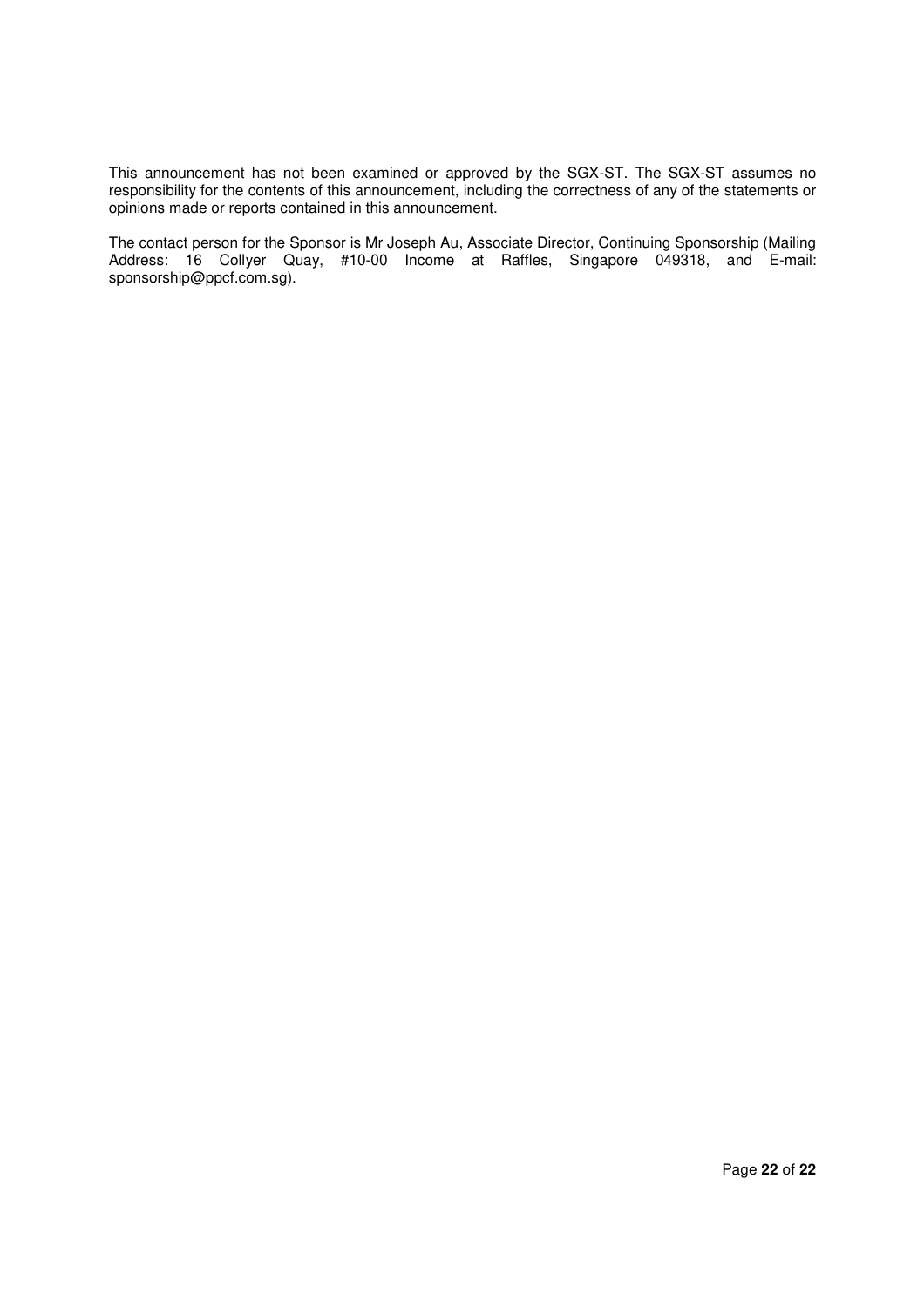This announcement has not been examined or approved by the SGX-ST. The SGX-ST assumes no responsibility for the contents of this announcement, including the correctness of any of the statements or opinions made or reports contained in this announcement.

The contact person for the Sponsor is Mr Joseph Au, Associate Director, Continuing Sponsorship (Mailing Address: 16 Collyer Quay, #10-00 Income at Raffles, Singapore 049318, and E-mail: sponsorship@ppcf.com.sg).